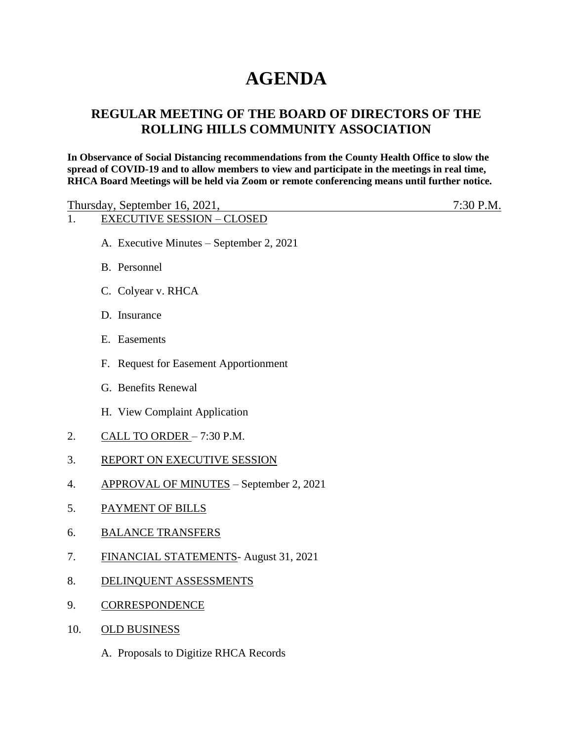# AGENDA

## REGULAR MEETING OF THE BOARD OF DIRECTORS OF THE ROLLING HILLS COMMUNITY ASSOCIATION

**In Observance of Social Distancing recommendations from the County Health Office to slow the spread of COVID-19 and to allow members to view and participate in the meetings in real time, RHCA Board Meetings will be held via Zoom or remote conferencing means until further notice.**

Thursday, September 16, 2021, 7:30 P.M.

1. EXECUTIVE SESSION – CLOSED

    A. Executive Minutes – September 2, 2021

    B. Personnel

    C. Colyear v. RHCA

    D. Insurance

    E. Easements

    F. Request for Easement Apportionment

    G. Benefits Renewal

    H. View Complaint Application

2. CALL TO ORDER – 7:30 P.M.

3. REPORT ON EXECUTIVE SESSION

4. APPROVAL OF MINUTES – September 2, 2021

5. PAYMENT OF BILLS

6. BALANCE TRANSFERS

7. FINANCIAL STATEMENTS- August 31, 2021

8. DELINQUENT ASSESSMENTS

9. CORRESPONDENCE

10. OLD BUSINESS

    A. Proposals to Digitize RHCA Records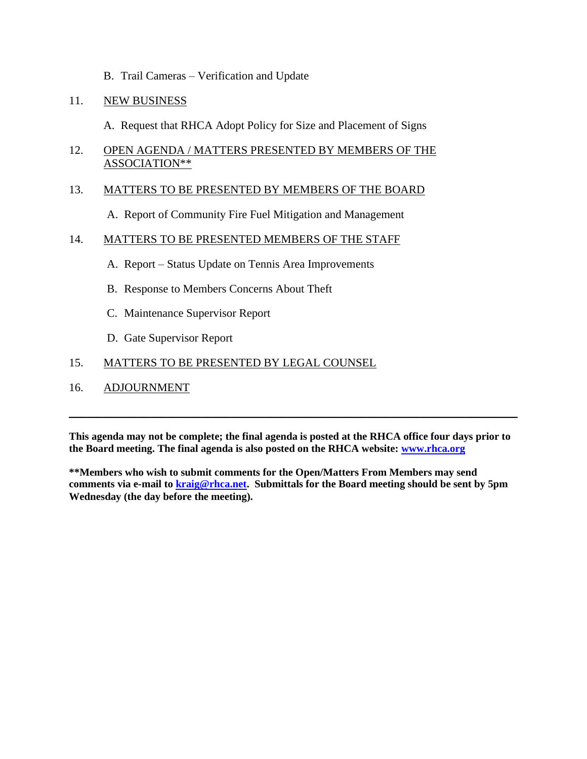B. Trail Cameras – Verification and Update

11. NEW BUSINESS

    A. Request that RHCA Adopt Policy for Size and Placement of Signs

12. OPEN AGENDA / MATTERS PRESENTED BY MEMBERS OF THE ASSOCIATION**

13. MATTERS TO BE PRESENTED BY MEMBERS OF THE BOARD

    A. Report of Community Fire Fuel Mitigation and Management

14. MATTERS TO BE PRESENTED MEMBERS OF THE STAFF

    A. Report – Status Update on Tennis Area Improvements

    B. Response to Members Concerns About Theft

    C. Maintenance Supervisor Report

    D. Gate Supervisor Report

15. MATTERS TO BE PRESENTED BY LEGAL COUNSEL

16. ADJOURNMENT

---

**This agenda may not be complete; the final agenda is posted at the RHCA office four days prior to the Board meeting. The final agenda is also posted on the RHCA website: [www.rhca.org](http://www.rhca.org)**

****Members who wish to submit comments for the Open/Matters From Members may send comments via e-mail to [kraig@rhca.net](mailto:kraig@rhca.net). Submittals for the Board meeting should be sent by 5pm Wednesday (the day before the meeting).**